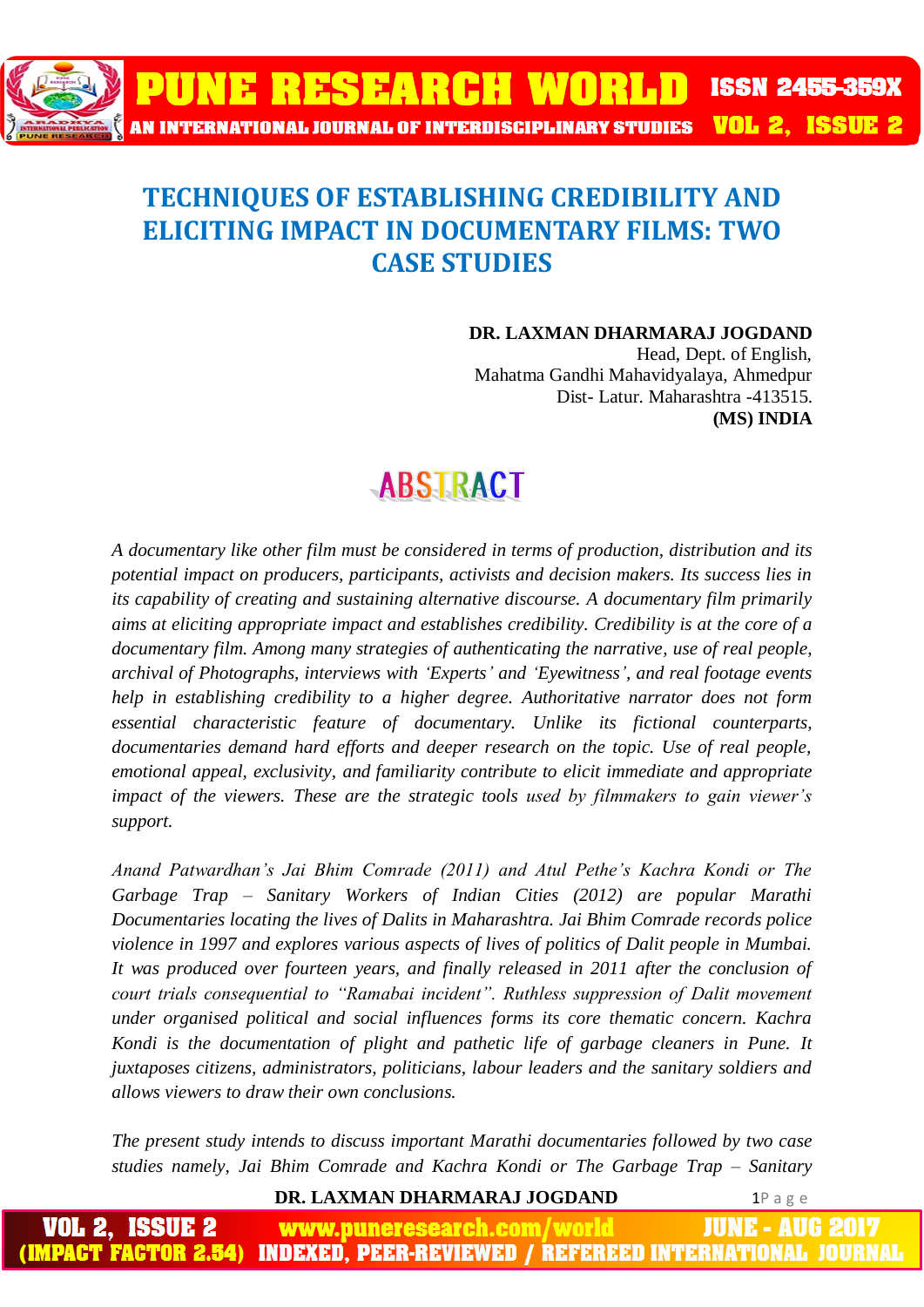# TECHNIQUES OF ESTABLISHING CREDIBILITY AND ELICITING IMPACT IN DOCUMENTARY FILMS: TWO CASE STUDIES

**DR. LAXMAN DHARMARAJ JOGDAND**
Head, Dept. of English,
Mahatma Gandhi Mahavidyalaya, Ahmedpur
Dist- Latur. Maharashtra -413515.
**(MS) INDIA**

## ABSTRACT

*A documentary like other film must be considered in terms of production, distribution and its potential impact on producers, participants, activists and decision makers. Its success lies in its capability of creating and sustaining alternative discourse. A documentary film primarily aims at eliciting appropriate impact and establishes credibility. Credibility is at the core of a documentary film. Among many strategies of authenticating the narrative, use of real people, archival of Photographs, interviews with 'Experts' and 'Eyewitness', and real footage events help in establishing credibility to a higher degree. Authoritative narrator does not form essential characteristic feature of documentary. Unlike its fictional counterparts, documentaries demand hard efforts and deeper research on the topic. Use of real people, emotional appeal, exclusivity, and familiarity contribute to elicit immediate and appropriate impact of the viewers. These are the strategic tools used by filmmakers to gain viewer's support.*

*Anand Patwardhan's Jai Bhim Comrade (2011) and Atul Pethe's Kachra Kondi or The Garbage Trap – Sanitary Workers of Indian Cities (2012) are popular Marathi Documentaries locating the lives of Dalits in Maharashtra. Jai Bhim Comrade records police violence in 1997 and explores various aspects of lives of politics of Dalit people in Mumbai. It was produced over fourteen years, and finally released in 2011 after the conclusion of court trials consequential to "Ramabai incident". Ruthless suppression of Dalit movement under organised political and social influences forms its core thematic concern. Kachra Kondi is the documentation of plight and pathetic life of garbage cleaners in Pune. It juxtaposes citizens, administrators, politicians, labour leaders and the sanitary soldiers and allows viewers to draw their own conclusions.*

*The present study intends to discuss important Marathi documentaries followed by two case studies namely, Jai Bhim Comrade and Kachra Kondi or The Garbage Trap – Sanitary*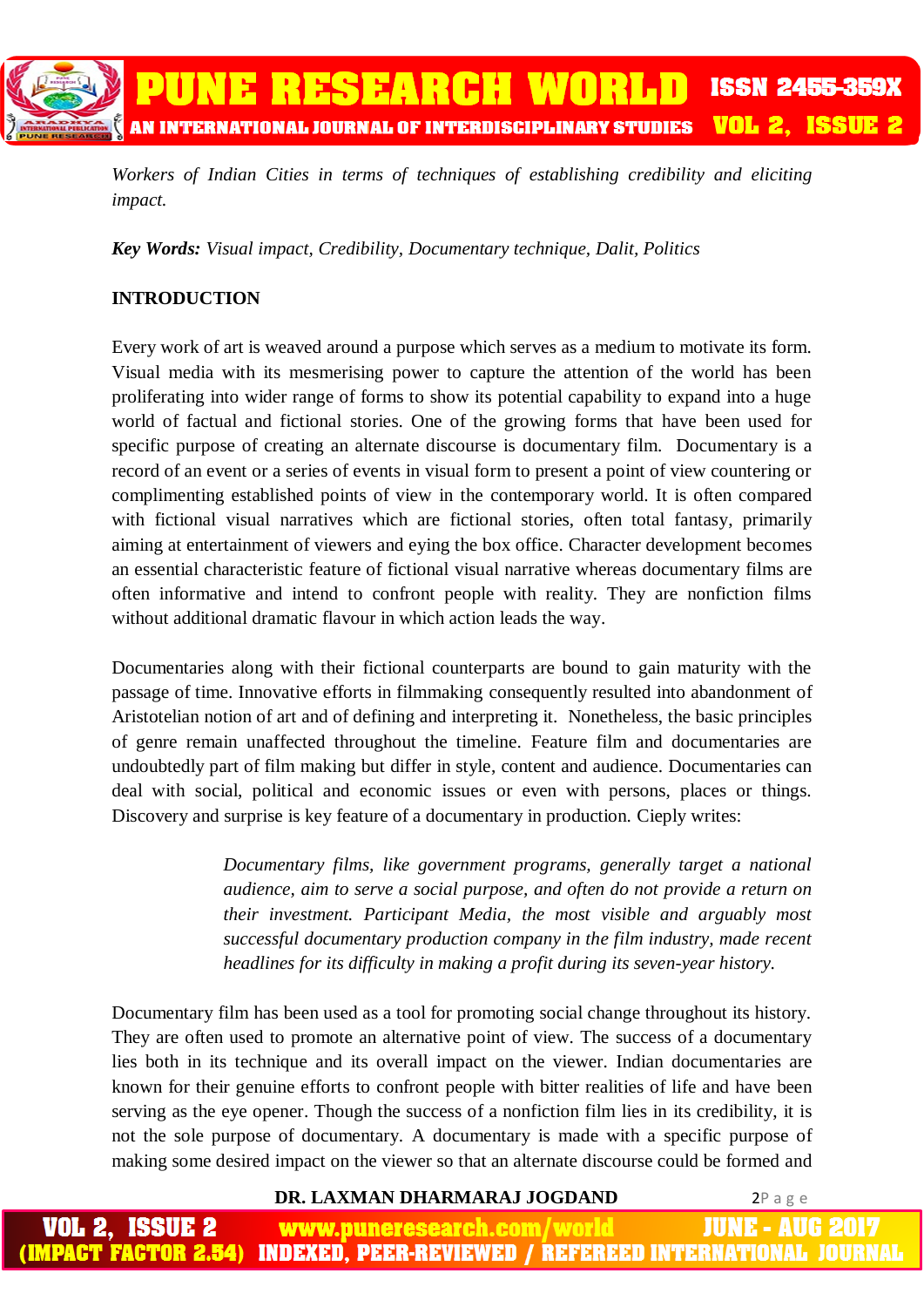*Workers of Indian Cities in terms of techniques of establishing credibility and eliciting impact.*

**Key Words:** *Visual impact, Credibility, Documentary technique, Dalit, Politics*

**INTRODUCTION**

Every work of art is weaved around a purpose which serves as a medium to motivate its form. Visual media with its mesmerising power to capture the attention of the world has been proliferating into wider range of forms to show its potential capability to expand into a huge world of factual and fictional stories. One of the growing forms that have been used for specific purpose of creating an alternate discourse is documentary film. Documentary is a record of an event or a series of events in visual form to present a point of view countering or complimenting established points of view in the contemporary world. It is often compared with fictional visual narratives which are fictional stories, often total fantasy, primarily aiming at entertainment of viewers and eying the box office. Character development becomes an essential characteristic feature of fictional visual narrative whereas documentary films are often informative and intend to confront people with reality. They are nonfiction films without additional dramatic flavour in which action leads the way.

Documentaries along with their fictional counterparts are bound to gain maturity with the passage of time. Innovative efforts in filmmaking consequently resulted into abandonment of Aristotelian notion of art and of defining and interpreting it. Nonetheless, the basic principles of genre remain unaffected throughout the timeline. Feature film and documentaries are undoubtedly part of film making but differ in style, content and audience. Documentaries can deal with social, political and economic issues or even with persons, places or things. Discovery and surprise is key feature of a documentary in production. Cieply writes:

> *Documentary films, like government programs, generally target a national audience, aim to serve a social purpose, and often do not provide a return on their investment. Participant Media, the most visible and arguably most successful documentary production company in the film industry, made recent headlines for its difficulty in making a profit during its seven-year history.*

Documentary film has been used as a tool for promoting social change throughout its history. They are often used to promote an alternative point of view. The success of a documentary lies both in its technique and its overall impact on the viewer. Indian documentaries are known for their genuine efforts to confront people with bitter realities of life and have been serving as the eye opener. Though the success of a nonfiction film lies in its credibility, it is not the sole purpose of documentary. A documentary is made with a specific purpose of making some desired impact on the viewer so that an alternate discourse could be formed and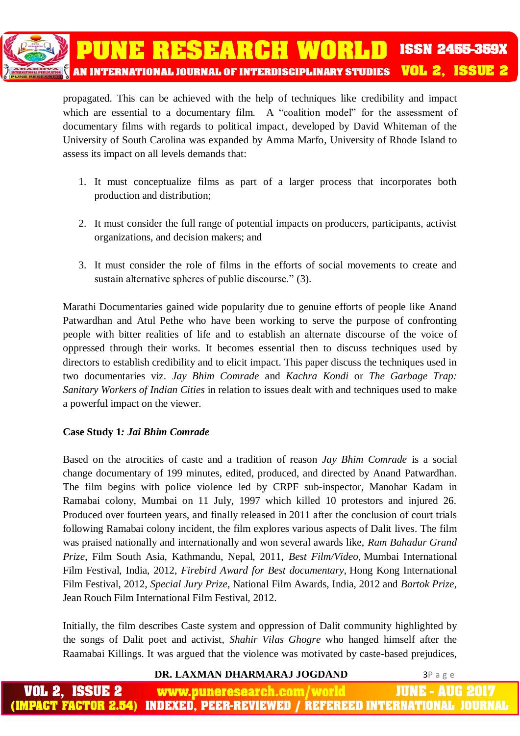propagated. This can be achieved with the help of techniques like credibility and impact which are essential to a documentary film. A "coalition model" for the assessment of documentary films with regards to political impact, developed by David Whiteman of the University of South Carolina was expanded by Amma Marfo, University of Rhode Island to assess its impact on all levels demands that:

1. It must conceptualize films as part of a larger process that incorporates both production and distribution;

2. It must consider the full range of potential impacts on producers, participants, activist organizations, and decision makers; and

3. It must consider the role of films in the efforts of social movements to create and sustain alternative spheres of public discourse." (3).

Marathi Documentaries gained wide popularity due to genuine efforts of people like Anand Patwardhan and Atul Pethe who have been working to serve the purpose of confronting people with bitter realities of life and to establish an alternate discourse of the voice of oppressed through their works. It becomes essential then to discuss techniques used by directors to establish credibility and to elicit impact. This paper discuss the techniques used in two documentaries viz. *Jay Bhim Comrade* and *Kachra Kondi* or *The Garbage Trap: Sanitary Workers of Indian Cities* in relation to issues dealt with and techniques used to make a powerful impact on the viewer.

**Case Study 1*: Jai Bhim Comrade***

Based on the atrocities of caste and a tradition of reason *Jay Bhim Comrade* is a social change documentary of 199 minutes, edited, produced, and directed by Anand Patwardhan. The film begins with police violence led by CRPF sub-inspector, Manohar Kadam in Ramabai colony, Mumbai on 11 July, 1997 which killed 10 protestors and injured 26. Produced over fourteen years, and finally released in 2011 after the conclusion of court trials following Ramabai colony incident, the film explores various aspects of Dalit lives. The film was praised nationally and internationally and won several awards like, *Ram Bahadur Grand Prize*, Film South Asia, Kathmandu, Nepal, 2011, *Best Film/Video*, Mumbai International Film Festival, India, 2012, *Firebird Award for Best documentary*, Hong Kong International Film Festival, 2012, *Special Jury Prize*, National Film Awards, India, 2012 and *Bartok Prize*, Jean Rouch Film International Film Festival, 2012.

Initially, the film describes Caste system and oppression of Dalit community highlighted by the songs of Dalit poet and activist, *Shahir Vilas Ghogre* who hanged himself after the Raamabai Killings. It was argued that the violence was motivated by caste-based prejudices,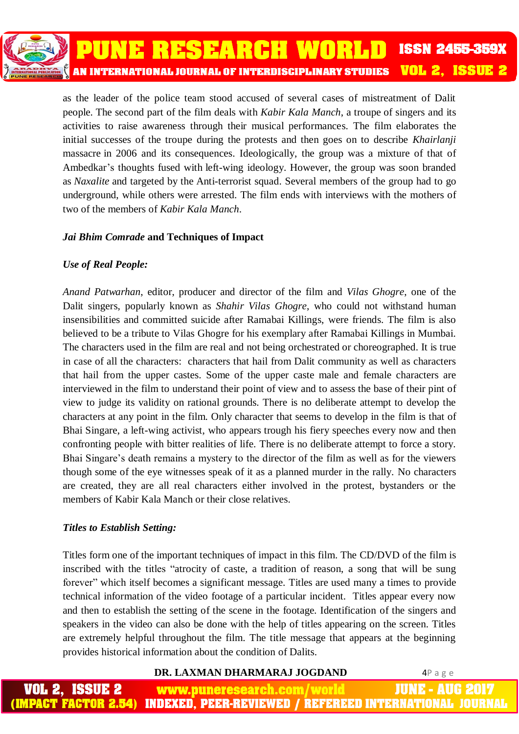as the leader of the police team stood accused of several cases of mistreatment of Dalit people. The second part of the film deals with *Kabir Kala Manch*, a troupe of singers and its activities to raise awareness through their musical performances. The film elaborates the initial successes of the troupe during the protests and then goes on to describe *Khairlanji* massacre in 2006 and its consequences. Ideologically, the group was a mixture of that of Ambedkar's thoughts fused with left-wing ideology. However, the group was soon branded as *Naxalite* and targeted by the Anti-terrorist squad. Several members of the group had to go underground, while others were arrested. The film ends with interviews with the mothers of two of the members of *Kabir Kala Manch*.

### *Jai Bhim Comrade* and Techniques of Impact

#### *Use of Real People:*

*Anand Patwarhan*, editor, producer and director of the film and *Vilas Ghogre*, one of the Dalit singers, popularly known as *Shahir Vilas Ghogre*, who could not withstand human insensibilities and committed suicide after Ramabai Killings, were friends. The film is also believed to be a tribute to Vilas Ghogre for his exemplary after Ramabai Killings in Mumbai. The characters used in the film are real and not being orchestrated or choreographed. It is true in case of all the characters: characters that hail from Dalit community as well as characters that hail from the upper castes. Some of the upper caste male and female characters are interviewed in the film to understand their point of view and to assess the base of their pint of view to judge its validity on rational grounds. There is no deliberate attempt to develop the characters at any point in the film. Only character that seems to develop in the film is that of Bhai Singare, a left-wing activist, who appears trough his fiery speeches every now and then confronting people with bitter realities of life. There is no deliberate attempt to force a story. Bhai Singare's death remains a mystery to the director of the film as well as for the viewers though some of the eye witnesses speak of it as a planned murder in the rally. No characters are created, they are all real characters either involved in the protest, bystanders or the members of Kabir Kala Manch or their close relatives.

#### *Titles to Establish Setting:*

Titles form one of the important techniques of impact in this film. The CD/DVD of the film is inscribed with the titles "atrocity of caste, a tradition of reason, a song that will be sung forever" which itself becomes a significant message. Titles are used many a times to provide technical information of the video footage of a particular incident. Titles appear every now and then to establish the setting of the scene in the footage. Identification of the singers and speakers in the video can also be done with the help of titles appearing on the screen. Titles are extremely helpful throughout the film. The title message that appears at the beginning provides historical information about the condition of Dalits.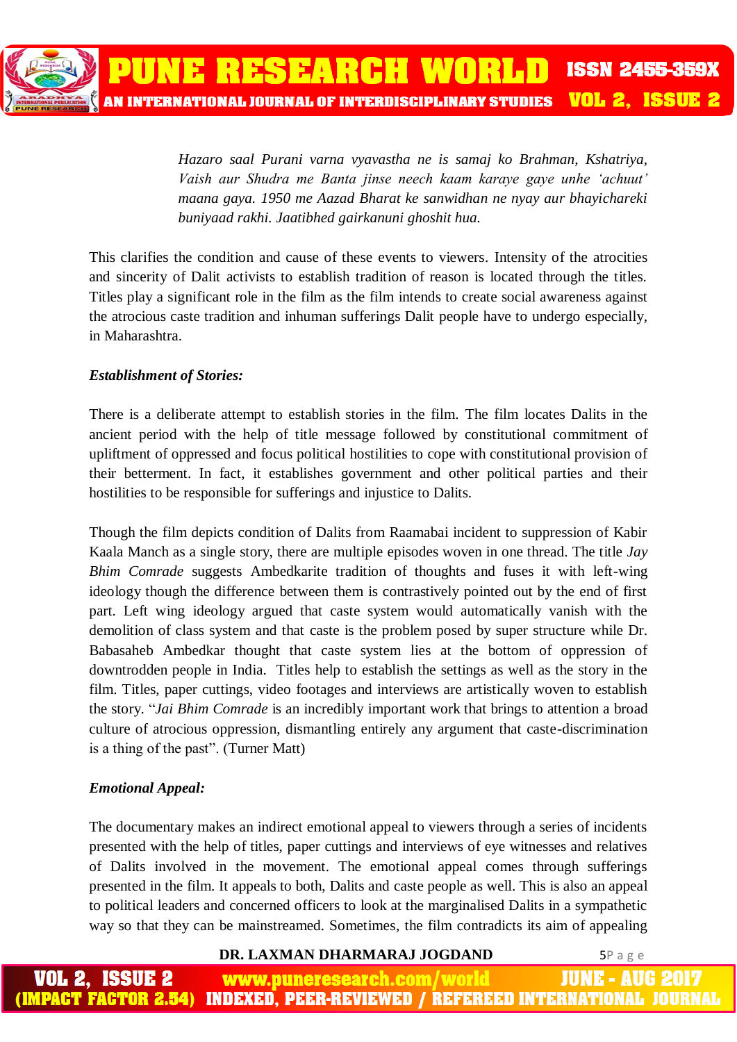> *Hazaro saal Purani varna vyavastha ne is samaj ko Brahman, Kshatriya, Vaish aur Shudra me Banta jinse neech kaam karaye gaye unhe 'achuut' maana gaya. 1950 me Aazad Bharat ke sanwidhan ne nyay aur bhayichareki buniyaad rakhi. Jaatibhed gairkanuni ghoshit hua.*

This clarifies the condition and cause of these events to viewers. Intensity of the atrocities and sincerity of Dalit activists to establish tradition of reason is located through the titles. Titles play a significant role in the film as the film intends to create social awareness against the atrocious caste tradition and inhuman sufferings Dalit people have to undergo especially, in Maharashtra.

***Establishment of Stories:***

There is a deliberate attempt to establish stories in the film. The film locates Dalits in the ancient period with the help of title message followed by constitutional commitment of upliftment of oppressed and focus political hostilities to cope with constitutional provision of their betterment. In fact, it establishes government and other political parties and their hostilities to be responsible for sufferings and injustice to Dalits.

Though the film depicts condition of Dalits from Raamabai incident to suppression of Kabir Kaala Manch as a single story, there are multiple episodes woven in one thread. The title *Jay Bhim Comrade* suggests Ambedkarite tradition of thoughts and fuses it with left-wing ideology though the difference between them is contrastively pointed out by the end of first part. Left wing ideology argued that caste system would automatically vanish with the demolition of class system and that caste is the problem posed by super structure while Dr. Babasaheb Ambedkar thought that caste system lies at the bottom of oppression of downtrodden people in India. Titles help to establish the settings as well as the story in the film. Titles, paper cuttings, video footages and interviews are artistically woven to establish the story. "*Jai Bhim Comrade* is an incredibly important work that brings to attention a broad culture of atrocious oppression, dismantling entirely any argument that caste-discrimination is a thing of the past". (Turner Matt)

***Emotional Appeal:***

The documentary makes an indirect emotional appeal to viewers through a series of incidents presented with the help of titles, paper cuttings and interviews of eye witnesses and relatives of Dalits involved in the movement. The emotional appeal comes through sufferings presented in the film. It appeals to both, Dalits and caste people as well. This is also an appeal to political leaders and concerned officers to look at the marginalised Dalits in a sympathetic way so that they can be mainstreamed. Sometimes, the film contradicts its aim of appealing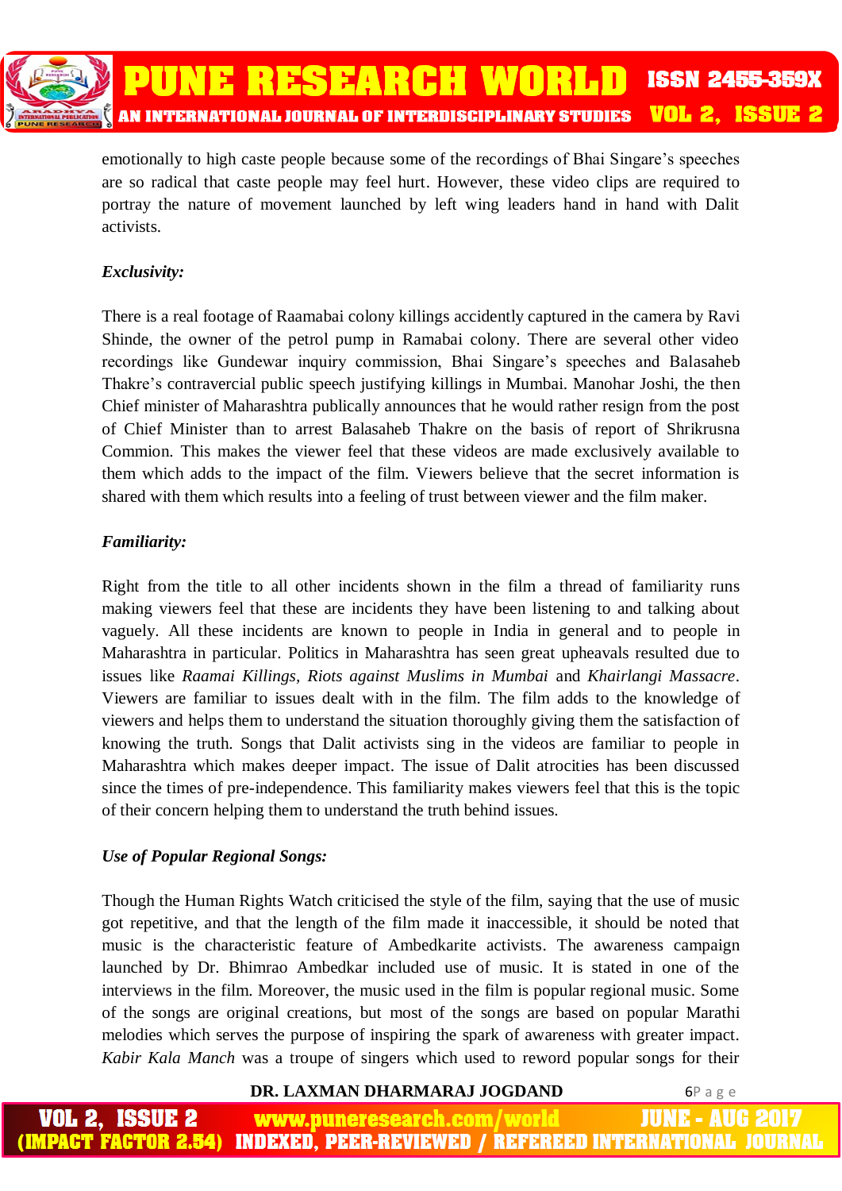emotionally to high caste people because some of the recordings of Bhai Singare's speeches are so radical that caste people may feel hurt. However, these video clips are required to portray the nature of movement launched by left wing leaders hand in hand with Dalit activists.

***Exclusivity:***

There is a real footage of Raamabai colony killings accidently captured in the camera by Ravi Shinde, the owner of the petrol pump in Ramabai colony. There are several other video recordings like Gundewar inquiry commission, Bhai Singare's speeches and Balasaheb Thakre's contravercial public speech justifying killings in Mumbai. Manohar Joshi, the then Chief minister of Maharashtra publically announces that he would rather resign from the post of Chief Minister than to arrest Balasaheb Thakre on the basis of report of Shrikrusna Commion. This makes the viewer feel that these videos are made exclusively available to them which adds to the impact of the film. Viewers believe that the secret information is shared with them which results into a feeling of trust between viewer and the film maker.

***Familiarity:***

Right from the title to all other incidents shown in the film a thread of familiarity runs making viewers feel that these are incidents they have been listening to and talking about vaguely. All these incidents are known to people in India in general and to people in Maharashtra in particular. Politics in Maharashtra has seen great upheavals resulted due to issues like *Raamai Killings*, *Riots against Muslims in Mumbai* and *Khairlangi Massacre*. Viewers are familiar to issues dealt with in the film. The film adds to the knowledge of viewers and helps them to understand the situation thoroughly giving them the satisfaction of knowing the truth. Songs that Dalit activists sing in the videos are familiar to people in Maharashtra which makes deeper impact. The issue of Dalit atrocities has been discussed since the times of pre-independence. This familiarity makes viewers feel that this is the topic of their concern helping them to understand the truth behind issues.

***Use of Popular Regional Songs:***

Though the Human Rights Watch criticised the style of the film, saying that the use of music got repetitive, and that the length of the film made it inaccessible, it should be noted that music is the characteristic feature of Ambedkarite activists. The awareness campaign launched by Dr. Bhimrao Ambedkar included use of music. It is stated in one of the interviews in the film. Moreover, the music used in the film is popular regional music. Some of the songs are original creations, but most of the songs are based on popular Marathi melodies which serves the purpose of inspiring the spark of awareness with greater impact. *Kabir Kala Manch* was a troupe of singers which used to reword popular songs for their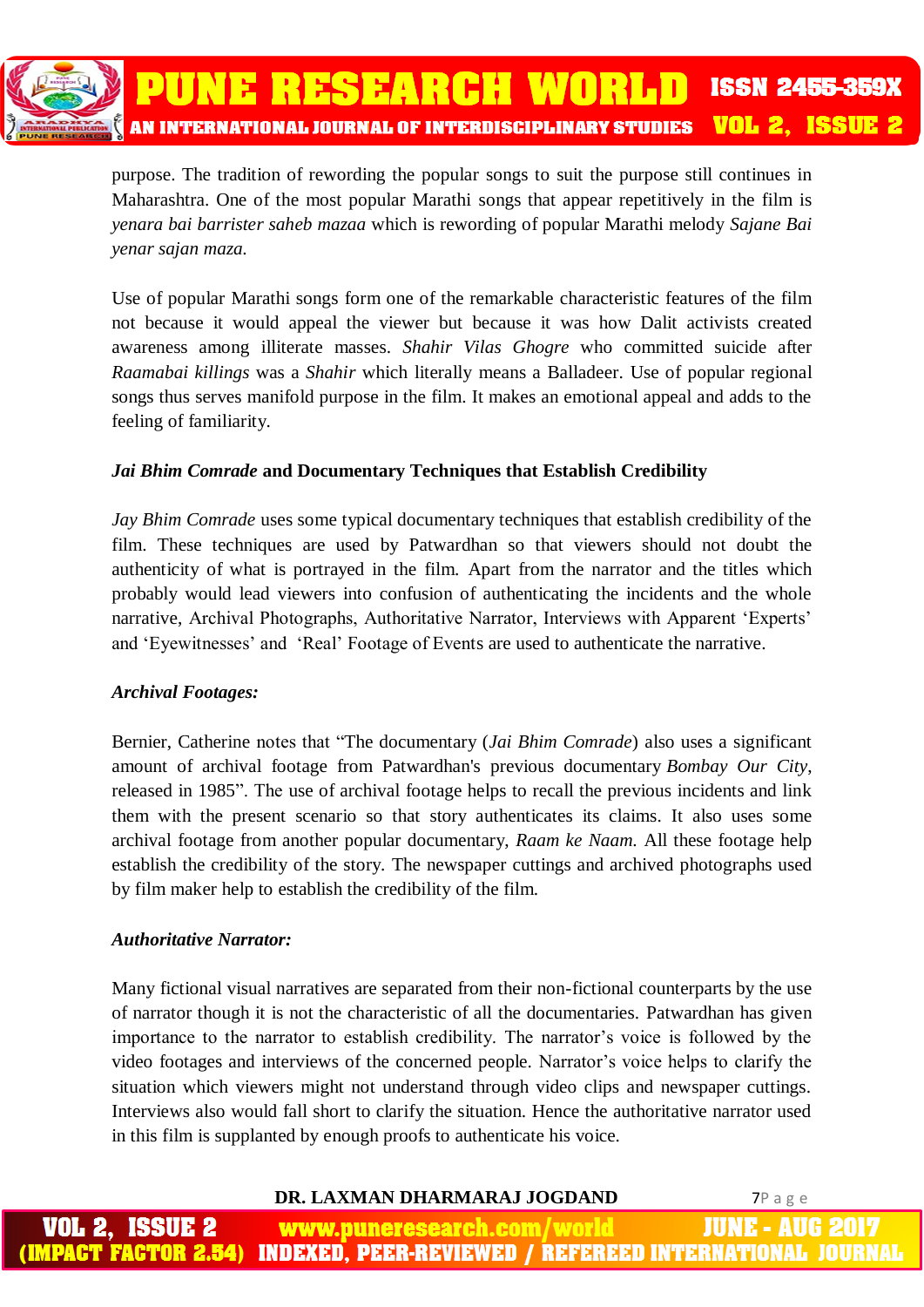purpose. The tradition of rewording the popular songs to suit the purpose still continues in Maharashtra. One of the most popular Marathi songs that appear repetitively in the film is *yenara bai barrister saheb mazaa* which is rewording of popular Marathi melody *Sajane Bai yenar sajan maza.*

Use of popular Marathi songs form one of the remarkable characteristic features of the film not because it would appeal the viewer but because it was how Dalit activists created awareness among illiterate masses. *Shahir Vilas Ghogre* who committed suicide after *Raamabai killings* was a *Shahir* which literally means a Balladeer. Use of popular regional songs thus serves manifold purpose in the film. It makes an emotional appeal and adds to the feeling of familiarity.

### *Jai Bhim Comrade* and Documentary Techniques that Establish Credibility

*Jay Bhim Comrade* uses some typical documentary techniques that establish credibility of the film. These techniques are used by Patwardhan so that viewers should not doubt the authenticity of what is portrayed in the film. Apart from the narrator and the titles which probably would lead viewers into confusion of authenticating the incidents and the whole narrative, Archival Photographs, Authoritative Narrator, Interviews with Apparent 'Experts' and 'Eyewitnesses' and 'Real' Footage of Events are used to authenticate the narrative.

#### *Archival Footages:*

Bernier, Catherine notes that "The documentary (*Jai Bhim Comrade*) also uses a significant amount of archival footage from Patwardhan's previous documentary *Bombay Our City*, released in 1985". The use of archival footage helps to recall the previous incidents and link them with the present scenario so that story authenticates its claims. It also uses some archival footage from another popular documentary, *Raam ke Naam.* All these footage help establish the credibility of the story. The newspaper cuttings and archived photographs used by film maker help to establish the credibility of the film.

#### *Authoritative Narrator:*

Many fictional visual narratives are separated from their non-fictional counterparts by the use of narrator though it is not the characteristic of all the documentaries. Patwardhan has given importance to the narrator to establish credibility. The narrator's voice is followed by the video footages and interviews of the concerned people. Narrator's voice helps to clarify the situation which viewers might not understand through video clips and newspaper cuttings. Interviews also would fall short to clarify the situation. Hence the authoritative narrator used in this film is supplanted by enough proofs to authenticate his voice.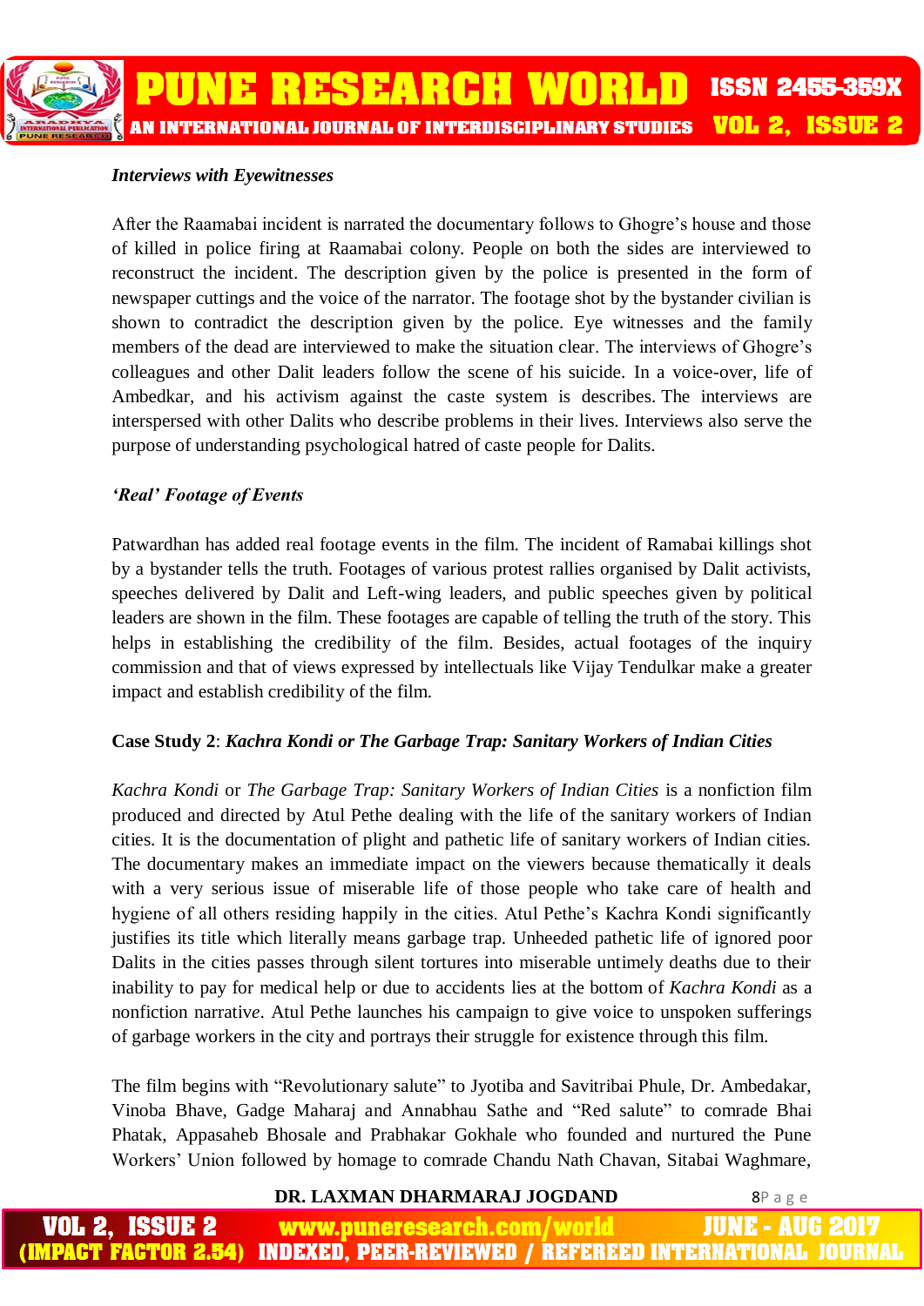***Interviews with Eyewitnesses***

After the Raamabai incident is narrated the documentary follows to Ghogre's house and those of killed in police firing at Raamabai colony. People on both the sides are interviewed to reconstruct the incident. The description given by the police is presented in the form of newspaper cuttings and the voice of the narrator. The footage shot by the bystander civilian is shown to contradict the description given by the police. Eye witnesses and the family members of the dead are interviewed to make the situation clear. The interviews of Ghogre's colleagues and other Dalit leaders follow the scene of his suicide. In a voice-over, life of Ambedkar, and his activism against the caste system is describes. The interviews are interspersed with other Dalits who describe problems in their lives. Interviews also serve the purpose of understanding psychological hatred of caste people for Dalits.

***'Real' Footage of Events***

Patwardhan has added real footage events in the film. The incident of Ramabai killings shot by a bystander tells the truth. Footages of various protest rallies organised by Dalit activists, speeches delivered by Dalit and Left-wing leaders, and public speeches given by political leaders are shown in the film. These footages are capable of telling the truth of the story. This helps in establishing the credibility of the film. Besides, actual footages of the inquiry commission and that of views expressed by intellectuals like Vijay Tendulkar make a greater impact and establish credibility of the film.

**Case Study 2**: ***Kachra Kondi or The Garbage Trap: Sanitary Workers of Indian Cities***

*Kachra Kondi* or *The Garbage Trap: Sanitary Workers of Indian Cities* is a nonfiction film produced and directed by Atul Pethe dealing with the life of the sanitary workers of Indian cities. It is the documentation of plight and pathetic life of sanitary workers of Indian cities. The documentary makes an immediate impact on the viewers because thematically it deals with a very serious issue of miserable life of those people who take care of health and hygiene of all others residing happily in the cities. Atul Pethe's Kachra Kondi significantly justifies its title which literally means garbage trap. Unheeded pathetic life of ignored poor Dalits in the cities passes through silent tortures into miserable untimely deaths due to their inability to pay for medical help or due to accidents lies at the bottom of *Kachra Kondi* as a nonfiction narrative. Atul Pethe launches his campaign to give voice to unspoken sufferings of garbage workers in the city and portrays their struggle for existence through this film.

The film begins with "Revolutionary salute" to Jyotiba and Savitribai Phule, Dr. Ambedakar, Vinoba Bhave, Gadge Maharaj and Annabhau Sathe and "Red salute" to comrade Bhai Phatak, Appasaheb Bhosale and Prabhakar Gokhale who founded and nurtured the Pune Workers' Union followed by homage to comrade Chandu Nath Chavan, Sitabai Waghmare,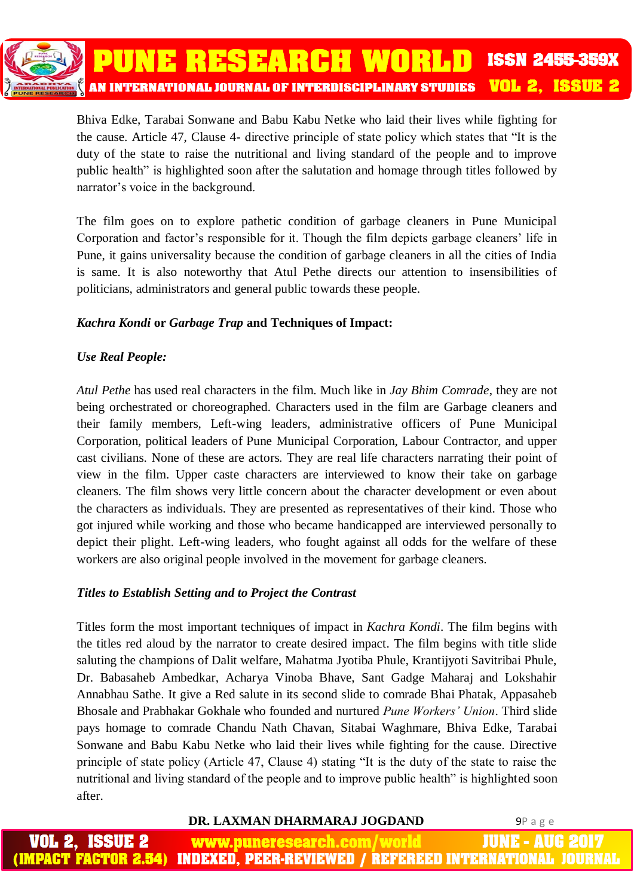Bhiva Edke, Tarabai Sonwane and Babu Kabu Netke who laid their lives while fighting for the cause. Article 47, Clause 4- directive principle of state policy which states that "It is the duty of the state to raise the nutritional and living standard of the people and to improve public health" is highlighted soon after the salutation and homage through titles followed by narrator's voice in the background.

The film goes on to explore pathetic condition of garbage cleaners in Pune Municipal Corporation and factor's responsible for it. Though the film depicts garbage cleaners' life in Pune, it gains universality because the condition of garbage cleaners in all the cities of India is same. It is also noteworthy that Atul Pethe directs our attention to insensibilities of politicians, administrators and general public towards these people.

### *Kachra Kondi* or *Garbage Trap* and Techniques of Impact:

#### *Use Real People:*

*Atul Pethe* has used real characters in the film. Much like in *Jay Bhim Comrade*, they are not being orchestrated or choreographed. Characters used in the film are Garbage cleaners and their family members, Left-wing leaders, administrative officers of Pune Municipal Corporation, political leaders of Pune Municipal Corporation, Labour Contractor, and upper cast civilians. None of these are actors. They are real life characters narrating their point of view in the film. Upper caste characters are interviewed to know their take on garbage cleaners. The film shows very little concern about the character development or even about the characters as individuals. They are presented as representatives of their kind. Those who got injured while working and those who became handicapped are interviewed personally to depict their plight. Left-wing leaders, who fought against all odds for the welfare of these workers are also original people involved in the movement for garbage cleaners.

#### *Titles to Establish Setting and to Project the Contrast*

Titles form the most important techniques of impact in *Kachra Kondi*. The film begins with the titles red aloud by the narrator to create desired impact. The film begins with title slide saluting the champions of Dalit welfare, Mahatma Jyotiba Phule, Krantijyoti Savitribai Phule, Dr. Babasaheb Ambedkar, Acharya Vinoba Bhave, Sant Gadge Maharaj and Lokshahir Annabhau Sathe. It give a Red salute in its second slide to comrade Bhai Phatak, Appasaheb Bhosale and Prabhakar Gokhale who founded and nurtured *Pune Workers' Union*. Third slide pays homage to comrade Chandu Nath Chavan, Sitabai Waghmare, Bhiva Edke, Tarabai Sonwane and Babu Kabu Netke who laid their lives while fighting for the cause. Directive principle of state policy (Article 47, Clause 4) stating "It is the duty of the state to raise the nutritional and living standard of the people and to improve public health" is highlighted soon after.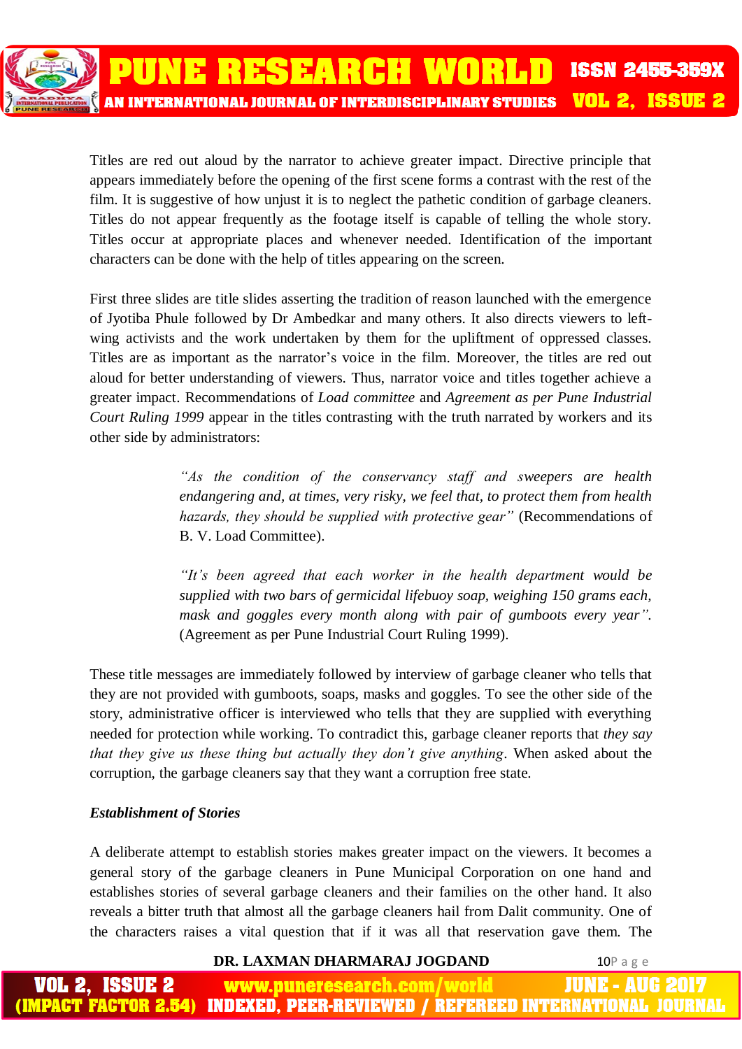Titles are red out aloud by the narrator to achieve greater impact. Directive principle that appears immediately before the opening of the first scene forms a contrast with the rest of the film. It is suggestive of how unjust it is to neglect the pathetic condition of garbage cleaners. Titles do not appear frequently as the footage itself is capable of telling the whole story. Titles occur at appropriate places and whenever needed. Identification of the important characters can be done with the help of titles appearing on the screen.

First three slides are title slides asserting the tradition of reason launched with the emergence of Jyotiba Phule followed by Dr Ambedkar and many others. It also directs viewers to left-wing activists and the work undertaken by them for the upliftment of oppressed classes. Titles are as important as the narrator's voice in the film. Moreover, the titles are red out aloud for better understanding of viewers. Thus, narrator voice and titles together achieve a greater impact. Recommendations of *Load committee* and *Agreement as per Pune Industrial Court Ruling 1999* appear in the titles contrasting with the truth narrated by workers and its other side by administrators:

> *"As the condition of the conservancy staff and sweepers are health endangering and, at times, very risky, we feel that, to protect them from health hazards, they should be supplied with protective gear"* (Recommendations of B. V. Load Committee).
>
> *"It's been agreed that each worker in the health department would be supplied with two bars of germicidal lifebuoy soap, weighing 150 grams each, mask and goggles every month along with pair of gumboots every year".* (Agreement as per Pune Industrial Court Ruling 1999).

These title messages are immediately followed by interview of garbage cleaner who tells that they are not provided with gumboots, soaps, masks and goggles. To see the other side of the story, administrative officer is interviewed who tells that they are supplied with everything needed for protection while working. To contradict this, garbage cleaner reports that *they say that they give us these thing but actually they don't give anything*. When asked about the corruption, the garbage cleaners say that they want a corruption free state.

***Establishment of Stories***

A deliberate attempt to establish stories makes greater impact on the viewers. It becomes a general story of the garbage cleaners in Pune Municipal Corporation on one hand and establishes stories of several garbage cleaners and their families on the other hand. It also reveals a bitter truth that almost all the garbage cleaners hail from Dalit community. One of the characters raises a vital question that if it was all that reservation gave them. The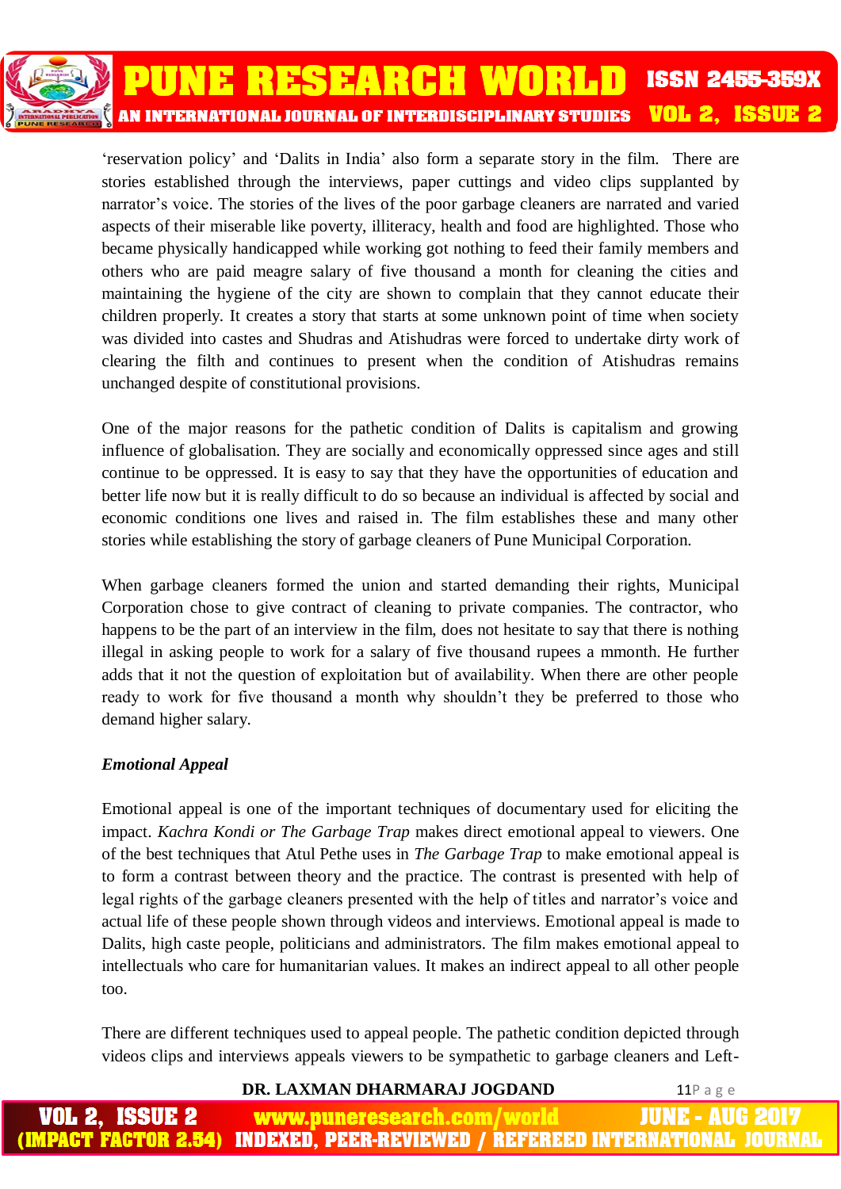'reservation policy' and 'Dalits in India' also form a separate story in the film. There are stories established through the interviews, paper cuttings and video clips supplanted by narrator's voice. The stories of the lives of the poor garbage cleaners are narrated and varied aspects of their miserable like poverty, illiteracy, health and food are highlighted. Those who became physically handicapped while working got nothing to feed their family members and others who are paid meagre salary of five thousand a month for cleaning the cities and maintaining the hygiene of the city are shown to complain that they cannot educate their children properly. It creates a story that starts at some unknown point of time when society was divided into castes and Shudras and Atishudras were forced to undertake dirty work of clearing the filth and continues to present when the condition of Atishudras remains unchanged despite of constitutional provisions.

One of the major reasons for the pathetic condition of Dalits is capitalism and growing influence of globalisation. They are socially and economically oppressed since ages and still continue to be oppressed. It is easy to say that they have the opportunities of education and better life now but it is really difficult to do so because an individual is affected by social and economic conditions one lives and raised in. The film establishes these and many other stories while establishing the story of garbage cleaners of Pune Municipal Corporation.

When garbage cleaners formed the union and started demanding their rights, Municipal Corporation chose to give contract of cleaning to private companies. The contractor, who happens to be the part of an interview in the film, does not hesitate to say that there is nothing illegal in asking people to work for a salary of five thousand rupees a mmonth. He further adds that it not the question of exploitation but of availability. When there are other people ready to work for five thousand a month why shouldn't they be preferred to those who demand higher salary.

***Emotional Appeal***

Emotional appeal is one of the important techniques of documentary used for eliciting the impact. *Kachra Kondi or The Garbage Trap* makes direct emotional appeal to viewers. One of the best techniques that Atul Pethe uses in *The Garbage Trap* to make emotional appeal is to form a contrast between theory and the practice. The contrast is presented with help of legal rights of the garbage cleaners presented with the help of titles and narrator's voice and actual life of these people shown through videos and interviews. Emotional appeal is made to Dalits, high caste people, politicians and administrators. The film makes emotional appeal to intellectuals who care for humanitarian values. It makes an indirect appeal to all other people too.

There are different techniques used to appeal people. The pathetic condition depicted through videos clips and interviews appeals viewers to be sympathetic to garbage cleaners and Left-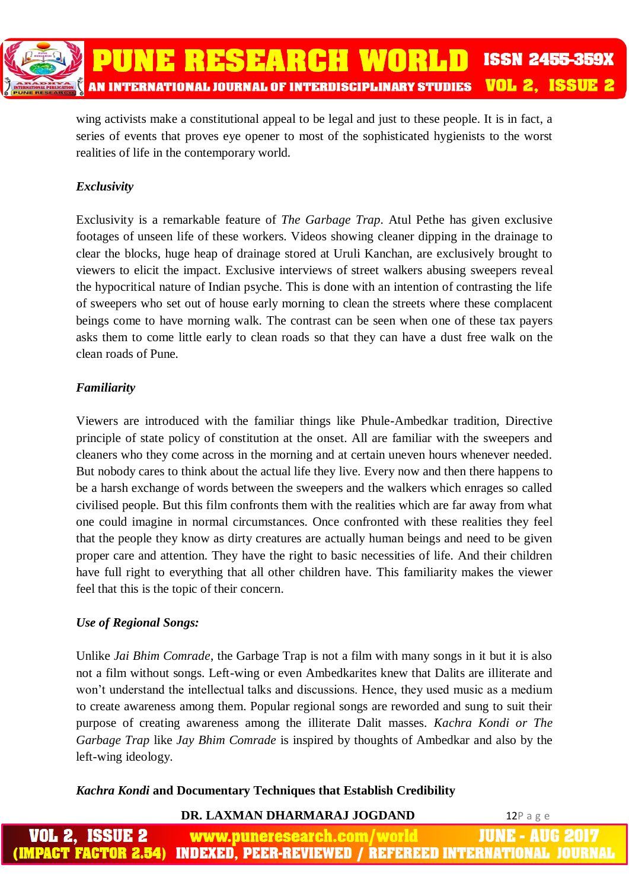wing activists make a constitutional appeal to be legal and just to these people. It is in fact, a series of events that proves eye opener to most of the sophisticated hygienists to the worst realities of life in the contemporary world.

***Exclusivity***

Exclusivity is a remarkable feature of *The Garbage Trap*. Atul Pethe has given exclusive footages of unseen life of these workers. Videos showing cleaner dipping in the drainage to clear the blocks, huge heap of drainage stored at Uruli Kanchan, are exclusively brought to viewers to elicit the impact. Exclusive interviews of street walkers abusing sweepers reveal the hypocritical nature of Indian psyche. This is done with an intention of contrasting the life of sweepers who set out of house early morning to clean the streets where these complacent beings come to have morning walk. The contrast can be seen when one of these tax payers asks them to come little early to clean roads so that they can have a dust free walk on the clean roads of Pune.

***Familiarity***

Viewers are introduced with the familiar things like Phule-Ambedkar tradition, Directive principle of state policy of constitution at the onset. All are familiar with the sweepers and cleaners who they come across in the morning and at certain uneven hours whenever needed. But nobody cares to think about the actual life they live. Every now and then there happens to be a harsh exchange of words between the sweepers and the walkers which enrages so called civilised people. But this film confronts them with the realities which are far away from what one could imagine in normal circumstances. Once confronted with these realities they feel that the people they know as dirty creatures are actually human beings and need to be given proper care and attention. They have the right to basic necessities of life. And their children have full right to everything that all other children have. This familiarity makes the viewer feel that this is the topic of their concern.

***Use of Regional Songs:***

Unlike *Jai Bhim Comrade*, the Garbage Trap is not a film with many songs in it but it is also not a film without songs. Left-wing or even Ambedkarites knew that Dalits are illiterate and won't understand the intellectual talks and discussions. Hence, they used music as a medium to create awareness among them. Popular regional songs are reworded and sung to suit their purpose of creating awareness among the illiterate Dalit masses. *Kachra Kondi or The Garbage Trap* like *Jay Bhim Comrade* is inspired by thoughts of Ambedkar and also by the left-wing ideology.

***Kachra Kondi* and Documentary Techniques that Establish Credibility**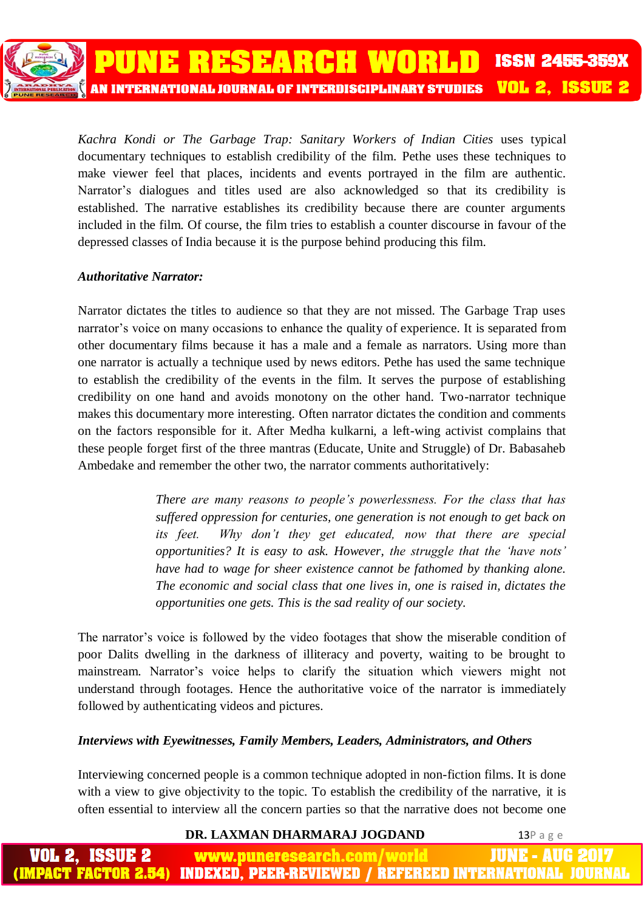*Kachra Kondi or The Garbage Trap: Sanitary Workers of Indian Cities* uses typical documentary techniques to establish credibility of the film. Pethe uses these techniques to make viewer feel that places, incidents and events portrayed in the film are authentic. Narrator's dialogues and titles used are also acknowledged so that its credibility is established. The narrative establishes its credibility because there are counter arguments included in the film. Of course, the film tries to establish a counter discourse in favour of the depressed classes of India because it is the purpose behind producing this film.

***Authoritative Narrator:***

Narrator dictates the titles to audience so that they are not missed. The Garbage Trap uses narrator's voice on many occasions to enhance the quality of experience. It is separated from other documentary films because it has a male and a female as narrators. Using more than one narrator is actually a technique used by news editors. Pethe has used the same technique to establish the credibility of the events in the film. It serves the purpose of establishing credibility on one hand and avoids monotony on the other hand. Two-narrator technique makes this documentary more interesting. Often narrator dictates the condition and comments on the factors responsible for it. After Medha kulkarni, a left-wing activist complains that these people forget first of the three mantras (Educate, Unite and Struggle) of Dr. Babasaheb Ambedake and remember the other two, the narrator comments authoritatively:

> *There are many reasons to people's powerlessness. For the class that has suffered oppression for centuries, one generation is not enough to get back on its feet. Why don't they get educated, now that there are special opportunities? It is easy to ask. However, the struggle that the 'have nots' have had to wage for sheer existence cannot be fathomed by thanking alone. The economic and social class that one lives in, one is raised in, dictates the opportunities one gets. This is the sad reality of our society.*

The narrator's voice is followed by the video footages that show the miserable condition of poor Dalits dwelling in the darkness of illiteracy and poverty, waiting to be brought to mainstream. Narrator's voice helps to clarify the situation which viewers might not understand through footages. Hence the authoritative voice of the narrator is immediately followed by authenticating videos and pictures.

***Interviews with Eyewitnesses, Family Members, Leaders, Administrators, and Others***

Interviewing concerned people is a common technique adopted in non-fiction films. It is done with a view to give objectivity to the topic. To establish the credibility of the narrative, it is often essential to interview all the concern parties so that the narrative does not become one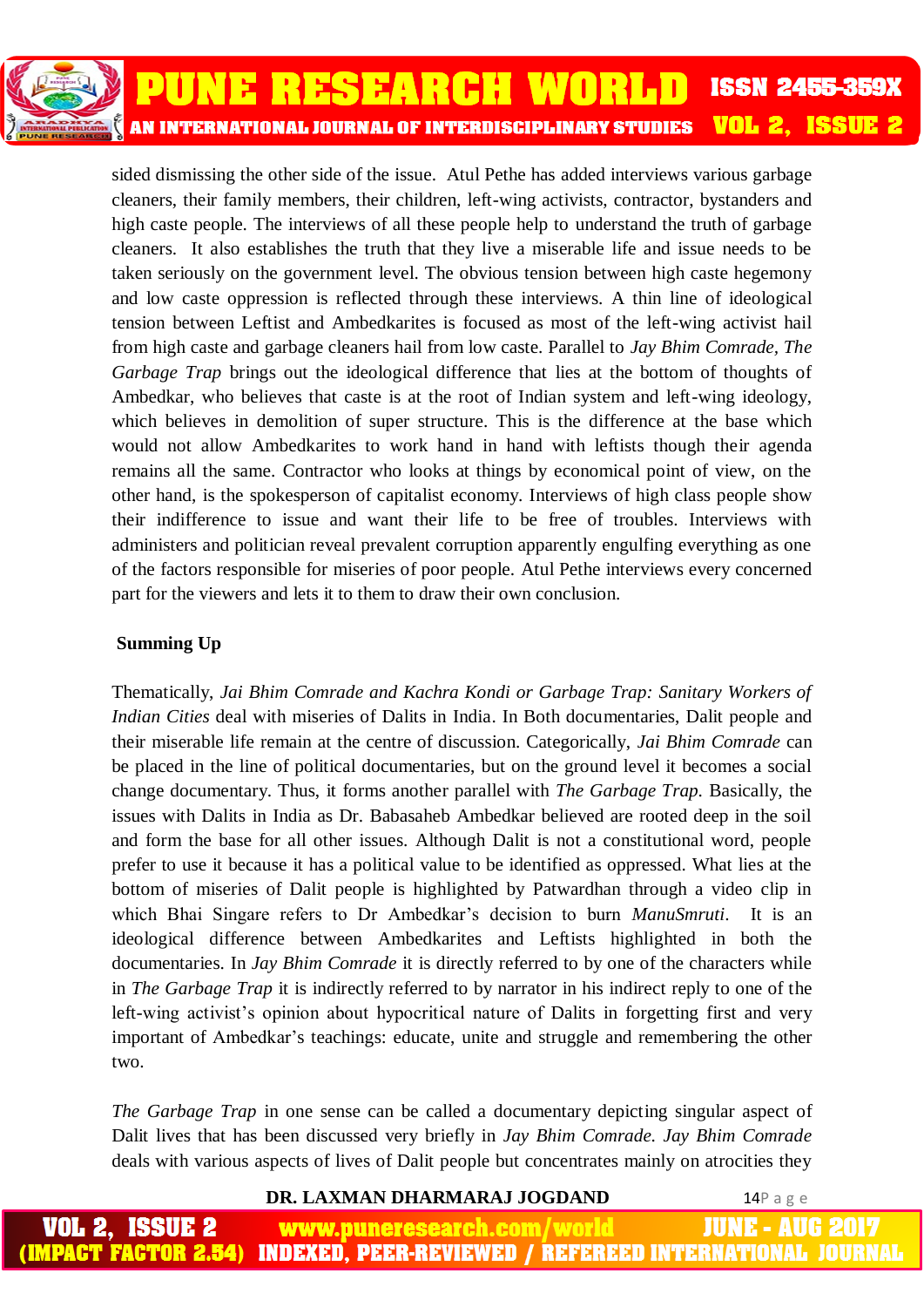sided dismissing the other side of the issue. Atul Pethe has added interviews various garbage cleaners, their family members, their children, left-wing activists, contractor, bystanders and high caste people. The interviews of all these people help to understand the truth of garbage cleaners. It also establishes the truth that they live a miserable life and issue needs to be taken seriously on the government level. The obvious tension between high caste hegemony and low caste oppression is reflected through these interviews. A thin line of ideological tension between Leftist and Ambedkarites is focused as most of the left-wing activist hail from high caste and garbage cleaners hail from low caste. Parallel to *Jay Bhim Comrade, The Garbage Trap* brings out the ideological difference that lies at the bottom of thoughts of Ambedkar, who believes that caste is at the root of Indian system and left-wing ideology, which believes in demolition of super structure. This is the difference at the base which would not allow Ambedkarites to work hand in hand with leftists though their agenda remains all the same. Contractor who looks at things by economical point of view, on the other hand, is the spokesperson of capitalist economy. Interviews of high class people show their indifference to issue and want their life to be free of troubles. Interviews with administers and politician reveal prevalent corruption apparently engulfing everything as one of the factors responsible for miseries of poor people. Atul Pethe interviews every concerned part for the viewers and lets it to them to draw their own conclusion.

**Summing Up**

Thematically, *Jai Bhim Comrade and Kachra Kondi or Garbage Trap: Sanitary Workers of Indian Cities* deal with miseries of Dalits in India. In Both documentaries, Dalit people and their miserable life remain at the centre of discussion. Categorically, *Jai Bhim Comrade* can be placed in the line of political documentaries, but on the ground level it becomes a social change documentary. Thus, it forms another parallel with *The Garbage Trap*. Basically, the issues with Dalits in India as Dr. Babasaheb Ambedkar believed are rooted deep in the soil and form the base for all other issues. Although Dalit is not a constitutional word, people prefer to use it because it has a political value to be identified as oppressed. What lies at the bottom of miseries of Dalit people is highlighted by Patwardhan through a video clip in which Bhai Singare refers to Dr Ambedkar's decision to burn *ManuSmruti*. It is an ideological difference between Ambedkarites and Leftists highlighted in both the documentaries. In *Jay Bhim Comrade* it is directly referred to by one of the characters while in *The Garbage Trap* it is indirectly referred to by narrator in his indirect reply to one of the left-wing activist's opinion about hypocritical nature of Dalits in forgetting first and very important of Ambedkar's teachings: educate, unite and struggle and remembering the other two.

*The Garbage Trap* in one sense can be called a documentary depicting singular aspect of Dalit lives that has been discussed very briefly in *Jay Bhim Comrade. Jay Bhim Comrade* deals with various aspects of lives of Dalit people but concentrates mainly on atrocities they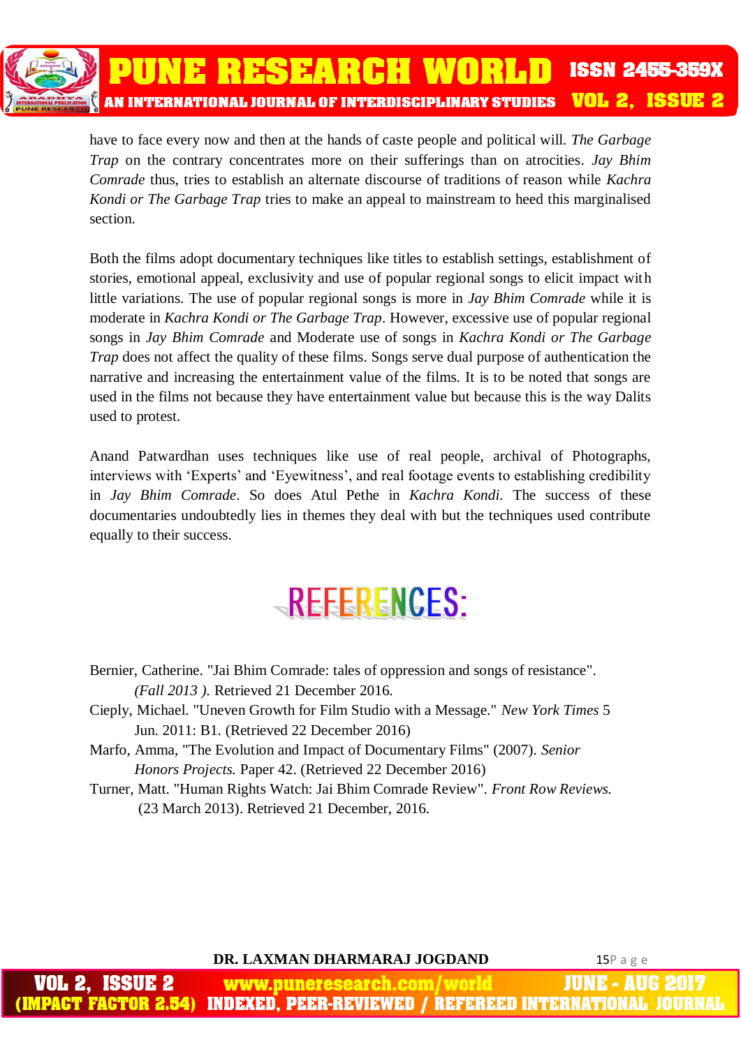have to face every now and then at the hands of caste people and political will. *The Garbage Trap* on the contrary concentrates more on their sufferings than on atrocities. *Jay Bhim Comrade* thus, tries to establish an alternate discourse of traditions of reason while *Kachra Kondi or The Garbage Trap* tries to make an appeal to mainstream to heed this marginalised section.

Both the films adopt documentary techniques like titles to establish settings, establishment of stories, emotional appeal, exclusivity and use of popular regional songs to elicit impact with little variations. The use of popular regional songs is more in *Jay Bhim Comrade* while it is moderate in *Kachra Kondi or The Garbage Trap*. However, excessive use of popular regional songs in *Jay Bhim Comrade* and Moderate use of songs in *Kachra Kondi or The Garbage Trap* does not affect the quality of these films. Songs serve dual purpose of authentication the narrative and increasing the entertainment value of the films. It is to be noted that songs are used in the films not because they have entertainment value but because this is the way Dalits used to protest.

Anand Patwardhan uses techniques like use of real people, archival of Photographs, interviews with 'Experts' and 'Eyewitness', and real footage events to establishing credibility in *Jay Bhim Comrade*. So does Atul Pethe in *Kachra Kondi*. The success of these documentaries undoubtedly lies in themes they deal with but the techniques used contribute equally to their success.

## REFERENCES:

Bernier, Catherine. "Jai Bhim Comrade: tales of oppression and songs of resistance". *(Fall 2013 ).* Retrieved 21 December 2016.

Cieply, Michael. "Uneven Growth for Film Studio with a Message." *New York Times* 5 Jun. 2011: B1. (Retrieved 22 December 2016)

Marfo, Amma, "The Evolution and Impact of Documentary Films" (2007). *Senior Honors Projects.* Paper 42. (Retrieved 22 December 2016)

Turner, Matt. "Human Rights Watch: Jai Bhim Comrade Review". *Front Row Reviews.* (23 March 2013). Retrieved 21 December, 2016.